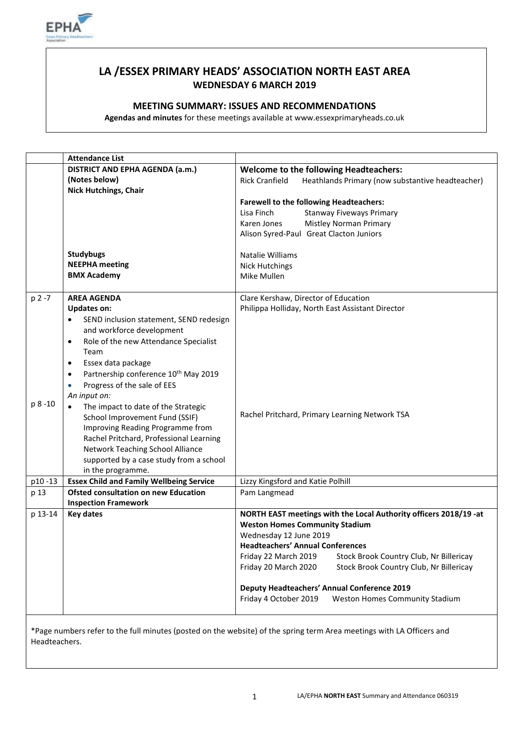# LA /ESSEX PRIMARY HEADS' ASSOCIATION NORTH EAST AREA

**WEDNESDAY 6 MARCH 2019**

## MEETING SUMMARY: ISSUES AND RECOMMENDATIONS

**Agendas and minutes** for these meetings available at www.essexprimaryheads.co.uk

| | **Attendance List** | |
|---|---|---|
| | **DISTRICT AND EPHA AGENDA (a.m.)**<br>**(Notes below)**<br>**Nick Hutchings, Chair** | **Welcome to the following Headteachers:**<br>Rick Cranfield Heathlands Primary (now substantive headteacher)<br><br>**Farewell to the following Headteachers:**<br>Lisa Finch Stanway Fiveways Primary<br>Karen Jones Mistley Norman Primary<br>Alison Syred-Paul Great Clacton Juniors |
| | **Studybugs**<br>**NEEPHA meeting**<br>**BMX Academy** | Natalie Williams<br>Nick Hutchings<br>Mike Mullen |
| p 2 -7 | **AREA AGENDA**<br>**Updates on:**<br>• SEND inclusion statement, SEND redesign and workforce development<br>• Role of the new Attendance Specialist Team<br>• Essex data package<br>• Partnership conference 10th May 2019<br>• Progress of the sale of EES | Clare Kershaw, Director of Education<br>Philippa Holliday, North East Assistant Director |
| p 8 -10 | *An input on:*<br>• The impact to date of the Strategic School Improvement Fund (SSIF) Improving Reading Programme from Rachel Pritchard, Professional Learning Network Teaching School Alliance supported by a case study from a school in the programme. | Rachel Pritchard, Primary Learning Network TSA |
| p10 -13 | **Essex Child and Family Wellbeing Service** | Lizzy Kingsford and Katie Polhill |
| p 13 | **Ofsted consultation on new Education Inspection Framework** | Pam Langmead |
| p 13-14 | **Key dates** | **NORTH EAST meetings with the Local Authority officers 2018/19 -at Weston Homes Community Stadium**<br>Wednesday 12 June 2019<br>**Headteachers' Annual Conferences**<br>Friday 22 March 2019 Stock Brook Country Club, Nr Billericay<br>Friday 20 March 2020 Stock Brook Country Club, Nr Billericay<br><br>**Deputy Headteachers' Annual Conference 2019**<br>Friday 4 October 2019 Weston Homes Community Stadium |

*Page numbers refer to the full minutes (posted on the website) of the spring term Area meetings with LA Officers and Headteachers.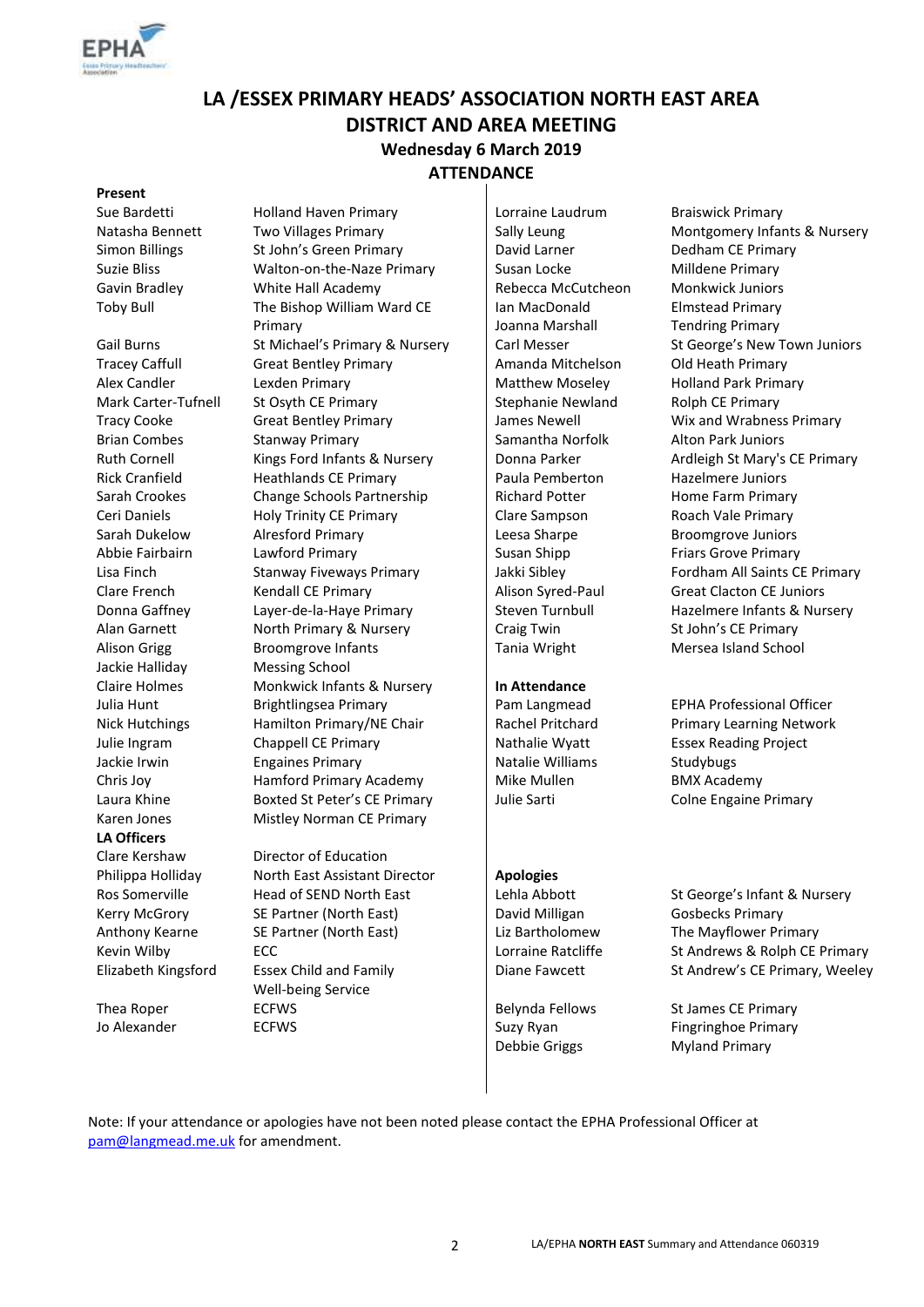# LA /ESSEX PRIMARY HEADS' ASSOCIATION NORTH EAST AREA
## DISTRICT AND AREA MEETING
### Wednesday 6 March 2019
### ATTENDANCE

**Present**

| Name | School |
|---|---|
| Sue Bardetti | Holland Haven Primary |
| Natasha Bennett | Two Villages Primary |
| Simon Billings | St John's Green Primary |
| Suzie Bliss | Walton-on-the-Naze Primary |
| Gavin Bradley | White Hall Academy |
| Toby Bull | The Bishop William Ward CE Primary |
| Gail Burns | St Michael's Primary & Nursery |
| Tracey Caffull | Great Bentley Primary |
| Alex Candler | Lexden Primary |
| Mark Carter-Tufnell | St Osyth CE Primary |
| Tracy Cooke | Great Bentley Primary |
| Brian Combes | Stanway Primary |
| Ruth Cornell | Kings Ford Infants & Nursery |
| Rick Cranfield | Heathlands CE Primary |
| Sarah Crookes | Change Schools Partnership |
| Ceri Daniels | Holy Trinity CE Primary |
| Sarah Dukelow | Alresford Primary |
| Abbie Fairbairn | Lawford Primary |
| Lisa Finch | Stanway Fiveways Primary |
| Clare French | Kendall CE Primary |
| Donna Gaffney | Layer-de-la-Haye Primary |
| Alan Garnett | North Primary & Nursery |
| Alison Grigg | Broomgrove Infants |
| Jackie Halliday | Messing School |
| Claire Holmes | Monkwick Infants & Nursery |
| Julia Hunt | Brightlingsea Primary |
| Nick Hutchings | Hamilton Primary/NE Chair |
| Julie Ingram | Chappell CE Primary |
| Jackie Irwin | Engaines Primary |
| Chris Joy | Hamford Primary Academy |
| Laura Khine | Boxted St Peter's CE Primary |
| Karen Jones | Mistley Norman CE Primary |
| Lorraine Laudrum | Braiswick Primary |
| Sally Leung | Montgomery Infants & Nursery |
| David Larner | Dedham CE Primary |
| Susan Locke | Milldene Primary |
| Rebecca McCutcheon | Monkwick Juniors |
| Ian MacDonald | Elmstead Primary |
| Joanna Marshall | Tendring Primary |
| Carl Messer | St George's New Town Juniors |
| Amanda Mitchelson | Old Heath Primary |
| Matthew Moseley | Holland Park Primary |
| Stephanie Newland | Rolph CE Primary |
| James Newell | Wix and Wrabness Primary |
| Samantha Norfolk | Alton Park Juniors |
| Donna Parker | Ardleigh St Mary's CE Primary |
| Paula Pemberton | Hazelmere Juniors |
| Richard Potter | Home Farm Primary |
| Clare Sampson | Roach Vale Primary |
| Leesa Sharpe | Broomgrove Juniors |
| Susan Shipp | Friars Grove Primary |
| Jakki Sibley | Fordham All Saints CE Primary |
| Alison Syred-Paul | Great Clacton CE Juniors |
| Steven Turnbull | Hazelmere Infants & Nursery |
| Craig Twin | St John's CE Primary |
| Tania Wright | Mersea Island School |

**LA Officers**

| Name | Role |
|---|---|
| Clare Kershaw | Director of Education |
| Philippa Holliday | North East Assistant Director |
| Ros Somerville | Head of SEND North East |
| Kerry McGrory | SE Partner (North East) |
| Anthony Kearne | SE Partner (North East) |
| Kevin Wilby | ECC |
| Elizabeth Kingsford | Essex Child and Family Well-being Service |
| Thea Roper | ECFWS |
| Jo Alexander | ECFWS |

**In Attendance**

| Name | Role |
|---|---|
| Pam Langmead | EPHA Professional Officer |
| Rachel Pritchard | Primary Learning Network |
| Nathalie Wyatt | Essex Reading Project |
| Natalie Williams | Studybugs |
| Mike Mullen | BMX Academy |
| Julie Sarti | Colne Engaine Primary |

**Apologies**

| Name | School |
|---|---|
| Lehla Abbott | St George's Infant & Nursery |
| David Milligan | Gosbecks Primary |
| Liz Bartholomew | The Mayflower Primary |
| Lorraine Ratcliffe | St Andrews & Rolph CE Primary |
| Diane Fawcett | St Andrew's CE Primary, Weeley |
| Belynda Fellows | St James CE Primary |
| Suzy Ryan | Fingringhoe Primary |
| Debbie Griggs | Myland Primary |

Note: If your attendance or apologies have not been noted please contact the EPHA Professional Officer at pam@langmead.me.uk for amendment.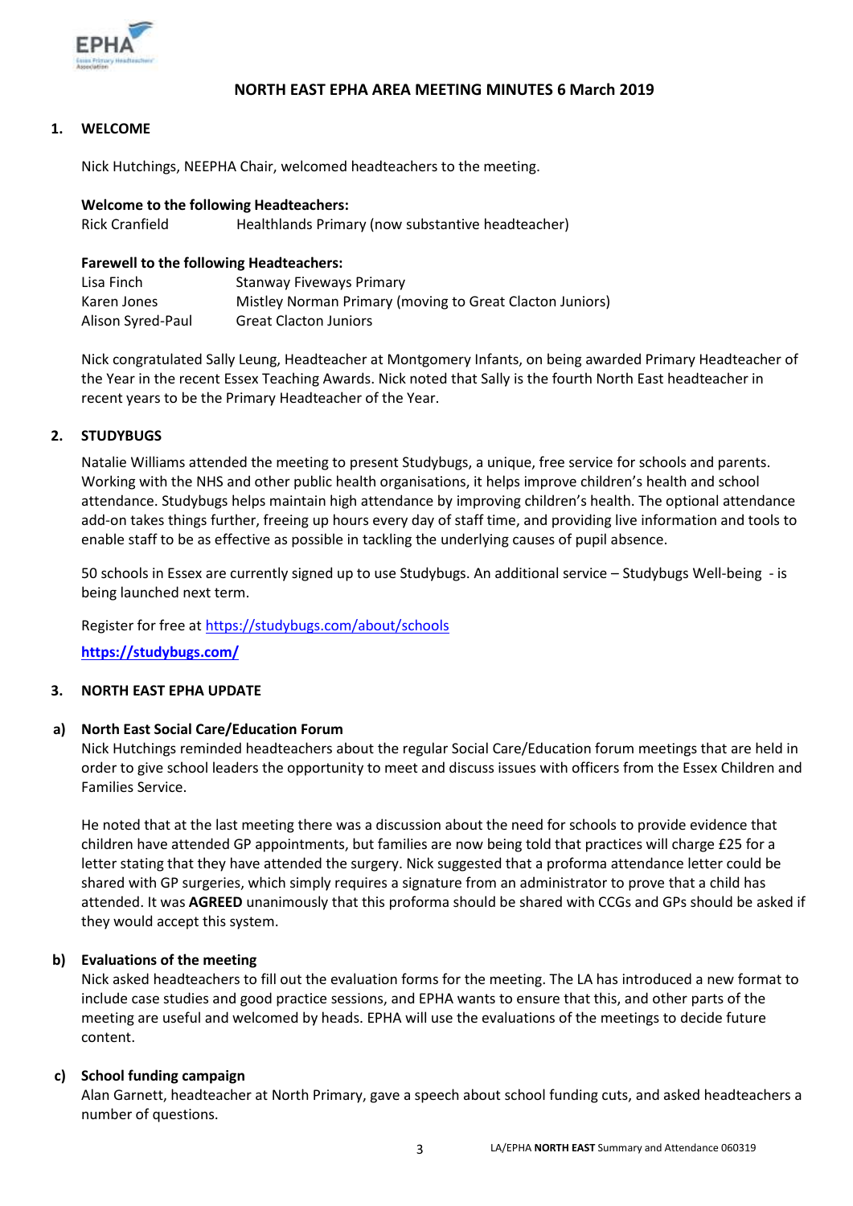# NORTH EAST EPHA AREA MEETING MINUTES 6 March 2019

## 1. WELCOME

Nick Hutchings, NEEPHA Chair, welcomed headteachers to the meeting.

**Welcome to the following Headteachers:**

| | |
|---|---|
| Rick Cranfield | Healthlands Primary (now substantive headteacher) |

**Farewell to the following Headteachers:**

| | |
|---|---|
| Lisa Finch | Stanway Fiveways Primary |
| Karen Jones | Mistley Norman Primary (moving to Great Clacton Juniors) |
| Alison Syred-Paul | Great Clacton Juniors |

Nick congratulated Sally Leung, Headteacher at Montgomery Infants, on being awarded Primary Headteacher of the Year in the recent Essex Teaching Awards. Nick noted that Sally is the fourth North East headteacher in recent years to be the Primary Headteacher of the Year.

## 2. STUDYBUGS

Natalie Williams attended the meeting to present Studybugs, a unique, free service for schools and parents. Working with the NHS and other public health organisations, it helps improve children's health and school attendance. Studybugs helps maintain high attendance by improving children's health. The optional attendance add-on takes things further, freeing up hours every day of staff time, and providing live information and tools to enable staff to be as effective as possible in tackling the underlying causes of pupil absence.

50 schools in Essex are currently signed up to use Studybugs. An additional service – Studybugs Well-being - is being launched next term.

Register for free at https://studybugs.com/about/schools

**https://studybugs.com/**

## 3. NORTH EAST EPHA UPDATE

### a) North East Social Care/Education Forum

Nick Hutchings reminded headteachers about the regular Social Care/Education forum meetings that are held in order to give school leaders the opportunity to meet and discuss issues with officers from the Essex Children and Families Service.

He noted that at the last meeting there was a discussion about the need for schools to provide evidence that children have attended GP appointments, but families are now being told that practices will charge £25 for a letter stating that they have attended the surgery. Nick suggested that a proforma attendance letter could be shared with GP surgeries, which simply requires a signature from an administrator to prove that a child has attended. It was **AGREED** unanimously that this proforma should be shared with CCGs and GPs should be asked if they would accept this system.

### b) Evaluations of the meeting

Nick asked headteachers to fill out the evaluation forms for the meeting. The LA has introduced a new format to include case studies and good practice sessions, and EPHA wants to ensure that this, and other parts of the meeting are useful and welcomed by heads. EPHA will use the evaluations of the meetings to decide future content.

### c) School funding campaign

Alan Garnett, headteacher at North Primary, gave a speech about school funding cuts, and asked headteachers a number of questions.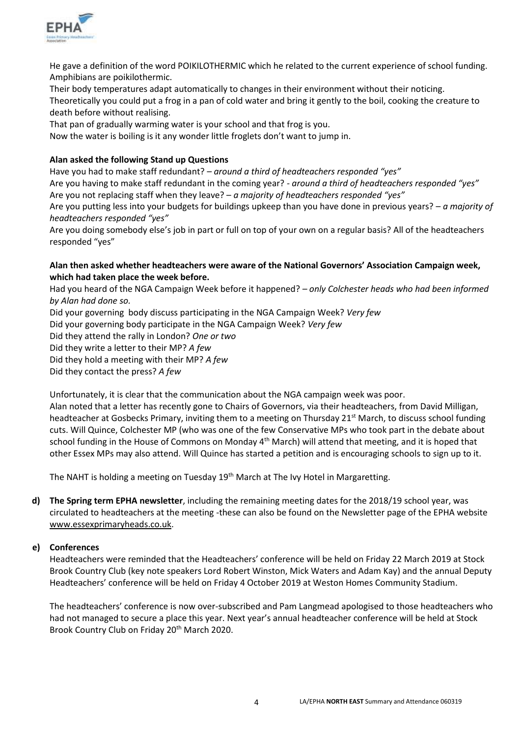He gave a definition of the word POIKILOTHERMIC which he related to the current experience of school funding. Amphibians are poikilothermic.

Their body temperatures adapt automatically to changes in their environment without their noticing.

Theoretically you could put a frog in a pan of cold water and bring it gently to the boil, cooking the creature to death before without realising.

That pan of gradually warming water is your school and that frog is you.

Now the water is boiling is it any wonder little froglets don't want to jump in.

**Alan asked the following Stand up Questions**

Have you had to make staff redundant? – *around a third of headteachers responded "yes"*

Are you having to make staff redundant in the coming year? - *around a third of headteachers responded "yes"*

Are you not replacing staff when they leave? – *a majority of headteachers responded "yes"*

Are you putting less into your budgets for buildings upkeep than you have done in previous years? – *a majority of headteachers responded "yes"*

Are you doing somebody else's job in part or full on top of your own on a regular basis? All of the headteachers responded "yes"

**Alan then asked whether headteachers were aware of the National Governors' Association Campaign week, which had taken place the week before.**

Had you heard of the NGA Campaign Week before it happened? – *only Colchester heads who had been informed by Alan had done so.*

Did your governing body discuss participating in the NGA Campaign Week? *Very few*

Did your governing body participate in the NGA Campaign Week? *Very few*

Did they attend the rally in London? *One or two*

Did they write a letter to their MP? *A few*

Did they hold a meeting with their MP? *A few*

Did they contact the press? *A few*

Unfortunately, it is clear that the communication about the NGA campaign week was poor.

Alan noted that a letter has recently gone to Chairs of Governors, via their headteachers, from David Milligan, headteacher at Gosbecks Primary, inviting them to a meeting on Thursday 21st March, to discuss school funding cuts. Will Quince, Colchester MP (who was one of the few Conservative MPs who took part in the debate about school funding in the House of Commons on Monday 4th March) will attend that meeting, and it is hoped that other Essex MPs may also attend. Will Quince has started a petition and is encouraging schools to sign up to it.

The NAHT is holding a meeting on Tuesday 19th March at The Ivy Hotel in Margaretting.

**d) The Spring term EPHA newsletter**, including the remaining meeting dates for the 2018/19 school year, was circulated to headteachers at the meeting -these can also be found on the Newsletter page of the EPHA website www.essexprimaryheads.co.uk.

**e) Conferences**

Headteachers were reminded that the Headteachers' conference will be held on Friday 22 March 2019 at Stock Brook Country Club (key note speakers Lord Robert Winston, Mick Waters and Adam Kay) and the annual Deputy Headteachers' conference will be held on Friday 4 October 2019 at Weston Homes Community Stadium.

The headteachers' conference is now over-subscribed and Pam Langmead apologised to those headteachers who had not managed to secure a place this year. Next year's annual headteacher conference will be held at Stock Brook Country Club on Friday 20th March 2020.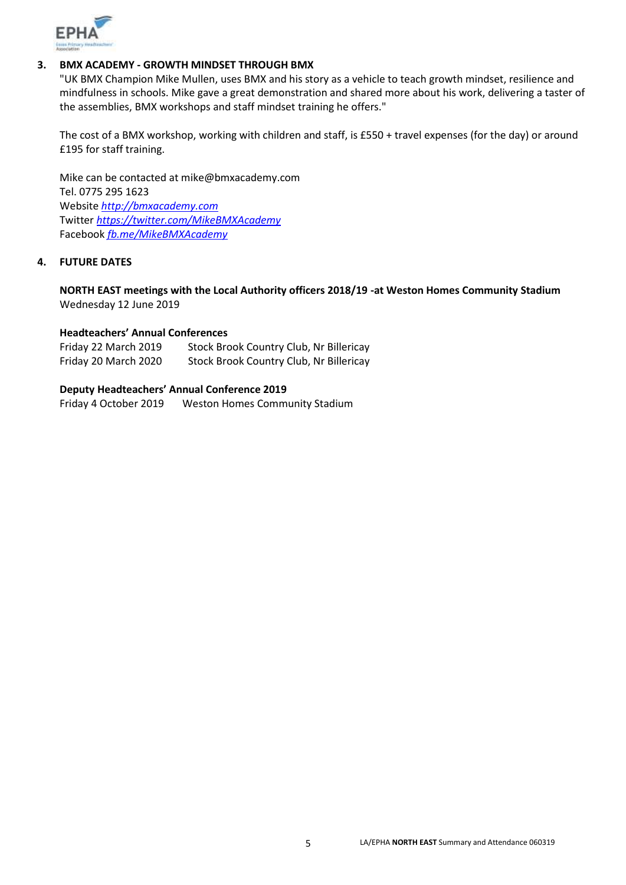## 3. BMX ACADEMY - GROWTH MINDSET THROUGH BMX

"UK BMX Champion Mike Mullen, uses BMX and his story as a vehicle to teach growth mindset, resilience and mindfulness in schools. Mike gave a great demonstration and shared more about his work, delivering a taster of the assemblies, BMX workshops and staff mindset training he offers."

The cost of a BMX workshop, working with children and staff, is £550 + travel expenses (for the day) or around £195 for staff training.

Mike can be contacted at mike@bmxacademy.com
Tel. 0775 295 1623
Website *http://bmxacademy.com*
Twitter *https://twitter.com/MikeBMXAcademy*
Facebook *fb.me/MikeBMXAcademy*

## 4. FUTURE DATES

**NORTH EAST meetings with the Local Authority officers 2018/19 -at Weston Homes Community Stadium**
Wednesday 12 June 2019

**Headteachers' Annual Conferences**

| | |
|---|---|
| Friday 22 March 2019 | Stock Brook Country Club, Nr Billericay |
| Friday 20 March 2020 | Stock Brook Country Club, Nr Billericay |

**Deputy Headteachers' Annual Conference 2019**

| | |
|---|---|
| Friday 4 October 2019 | Weston Homes Community Stadium |